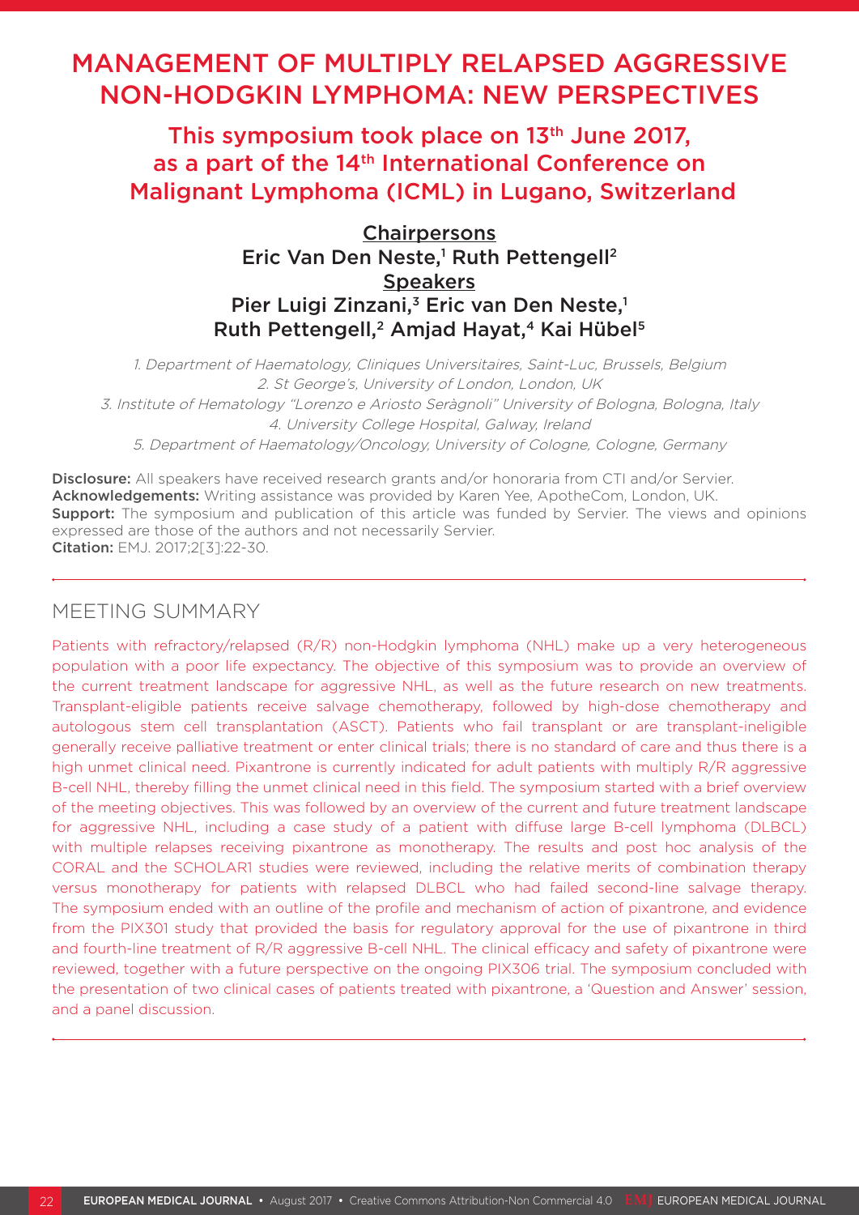# MANAGEMENT OF MULTIPLY RELAPSED AGGRESSIVE NON-HODGKIN LYMPHOMA: NEW PERSPECTIVES

## This symposium took place on 13th June 2017, as a part of the 14th International Conference on Malignant Lymphoma (ICML) in Lugano, Switzerland

**Chairpersons**
Eric Van Den Neste,[1] Ruth Pettengell[2]

**Speakers**
Pier Luigi Zinzani,[3] Eric van Den Neste,[1] Ruth Pettengell,[2] Amjad Hayat,[4] Kai Hübel[5]

*1. Department of Haematology, Cliniques Universitaires, Saint-Luc, Brussels, Belgium*
*2. St George's, University of London, London, UK*
*3. Institute of Hematology "Lorenzo e Ariosto Seràgnoli" University of Bologna, Bologna, Italy*
*4. University College Hospital, Galway, Ireland*
*5. Department of Haematology/Oncology, University of Cologne, Cologne, Germany*

**Disclosure:** All speakers have received research grants and/or honoraria from CTI and/or Servier.
**Acknowledgements:** Writing assistance was provided by Karen Yee, ApotheCom, London, UK.
**Support:** The symposium and publication of this article was funded by Servier. The views and opinions expressed are those of the authors and not necessarily Servier.
**Citation:** EMJ. 2017;2[3]:22-30.

## MEETING SUMMARY

Patients with refractory/relapsed (R/R) non-Hodgkin lymphoma (NHL) make up a very heterogeneous population with a poor life expectancy. The objective of this symposium was to provide an overview of the current treatment landscape for aggressive NHL, as well as the future research on new treatments. Transplant-eligible patients receive salvage chemotherapy, followed by high-dose chemotherapy and autologous stem cell transplantation (ASCT). Patients who fail transplant or are transplant-ineligible generally receive palliative treatment or enter clinical trials; there is no standard of care and thus there is a high unmet clinical need. Pixantrone is currently indicated for adult patients with multiply R/R aggressive B-cell NHL, thereby filling the unmet clinical need in this field. The symposium started with a brief overview of the meeting objectives. This was followed by an overview of the current and future treatment landscape for aggressive NHL, including a case study of a patient with diffuse large B-cell lymphoma (DLBCL) with multiple relapses receiving pixantrone as monotherapy. The results and post hoc analysis of the CORAL and the SCHOLAR1 studies were reviewed, including the relative merits of combination therapy versus monotherapy for patients with relapsed DLBCL who had failed second-line salvage therapy. The symposium ended with an outline of the profile and mechanism of action of pixantrone, and evidence from the PIX301 study that provided the basis for regulatory approval for the use of pixantrone in third and fourth-line treatment of R/R aggressive B-cell NHL. The clinical efficacy and safety of pixantrone were reviewed, together with a future perspective on the ongoing PIX306 trial. The symposium concluded with the presentation of two clinical cases of patients treated with pixantrone, a 'Question and Answer' session, and a panel discussion.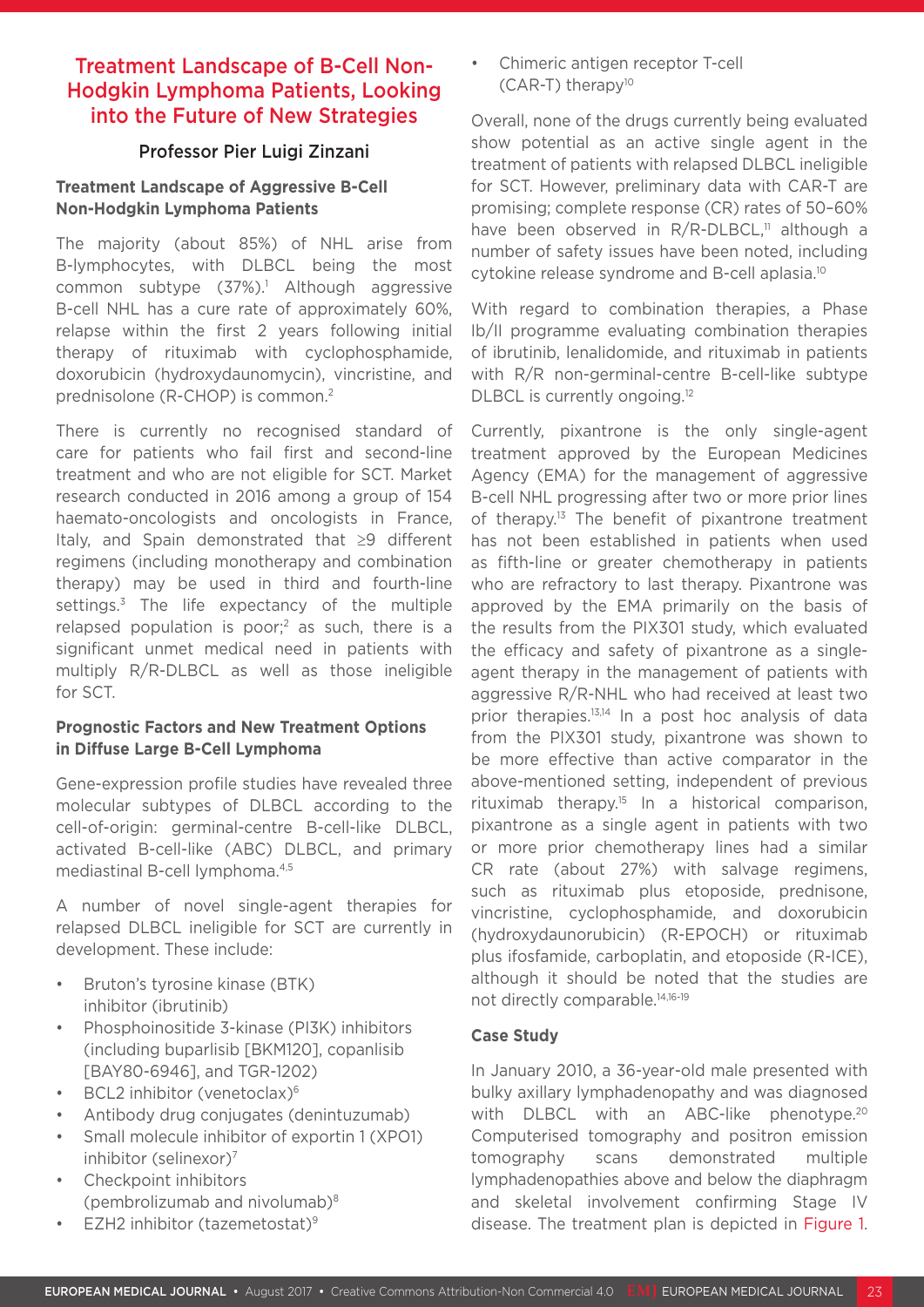# Treatment Landscape of B-Cell Non-Hodgkin Lymphoma Patients, Looking into the Future of New Strategies

Professor Pier Luigi Zinzani

### Treatment Landscape of Aggressive B-Cell Non-Hodgkin Lymphoma Patients

The majority (about 85%) of NHL arise from B-lymphocytes, with DLBCL being the most common subtype (37%).[1] Although aggressive B-cell NHL has a cure rate of approximately 60%, relapse within the first 2 years following initial therapy of rituximab with cyclophosphamide, doxorubicin (hydroxydaunomycin), vincristine, and prednisolone (R-CHOP) is common.[2]

There is currently no recognised standard of care for patients who fail first and second-line treatment and who are not eligible for SCT. Market research conducted in 2016 among a group of 154 haemato-oncologists and oncologists in France, Italy, and Spain demonstrated that ≥9 different regimens (including monotherapy and combination therapy) may be used in third and fourth-line settings.[3] The life expectancy of the multiple relapsed population is poor;[2] as such, there is a significant unmet medical need in patients with multiply R/R-DLBCL as well as those ineligible for SCT.

### Prognostic Factors and New Treatment Options in Diffuse Large B-Cell Lymphoma

Gene-expression profile studies have revealed three molecular subtypes of DLBCL according to the cell-of-origin: germinal-centre B-cell-like DLBCL, activated B-cell-like (ABC) DLBCL, and primary mediastinal B-cell lymphoma.[4,5]

A number of novel single-agent therapies for relapsed DLBCL ineligible for SCT are currently in development. These include:

- Bruton's tyrosine kinase (BTK) inhibitor (ibrutinib)
- Phosphoinositide 3-kinase (PI3K) inhibitors (including buparlisib [BKM120], copanlisib [BAY80-6946], and TGR-1202)
- BCL2 inhibitor (venetoclax)[6]
- Antibody drug conjugates (denintuzumab)
- Small molecule inhibitor of exportin 1 (XPO1) inhibitor (selinexor)[7]
- Checkpoint inhibitors (pembrolizumab and nivolumab)[8]
- EZH2 inhibitor (tazemetostat)[9]
- Chimeric antigen receptor T-cell (CAR-T) therapy[10]

Overall, none of the drugs currently being evaluated show potential as an active single agent in the treatment of patients with relapsed DLBCL ineligible for SCT. However, preliminary data with CAR-T are promising; complete response (CR) rates of 50–60% have been observed in R/R-DLBCL,[11] although a number of safety issues have been noted, including cytokine release syndrome and B-cell aplasia.[10]

With regard to combination therapies, a Phase Ib/II programme evaluating combination therapies of ibrutinib, lenalidomide, and rituximab in patients with R/R non-germinal-centre B-cell-like subtype DLBCL is currently ongoing.[12]

Currently, pixantrone is the only single-agent treatment approved by the European Medicines Agency (EMA) for the management of aggressive B-cell NHL progressing after two or more prior lines of therapy.[13] The benefit of pixantrone treatment has not been established in patients when used as fifth-line or greater chemotherapy in patients who are refractory to last therapy. Pixantrone was approved by the EMA primarily on the basis of the results from the PIX301 study, which evaluated the efficacy and safety of pixantrone as a single-agent therapy in the management of patients with aggressive R/R-NHL who had received at least two prior therapies.[13,14] In a post hoc analysis of data from the PIX301 study, pixantrone was shown to be more effective than active comparator in the above-mentioned setting, independent of previous rituximab therapy.[15] In a historical comparison, pixantrone as a single agent in patients with two or more prior chemotherapy lines had a similar CR rate (about 27%) with salvage regimens, such as rituximab plus etoposide, prednisone, vincristine, cyclophosphamide, and doxorubicin (hydroxydaunorubicin) (R-EPOCH) or rituximab plus ifosfamide, carboplatin, and etoposide (R-ICE), although it should be noted that the studies are not directly comparable.[14,16-19]

### Case Study

In January 2010, a 36-year-old male presented with bulky axillary lymphadenopathy and was diagnosed with DLBCL with an ABC-like phenotype.[20] Computerised tomography and positron emission tomography scans demonstrated multiple lymphadenopathies above and below the diaphragm and skeletal involvement confirming Stage IV disease. The treatment plan is depicted in Figure 1.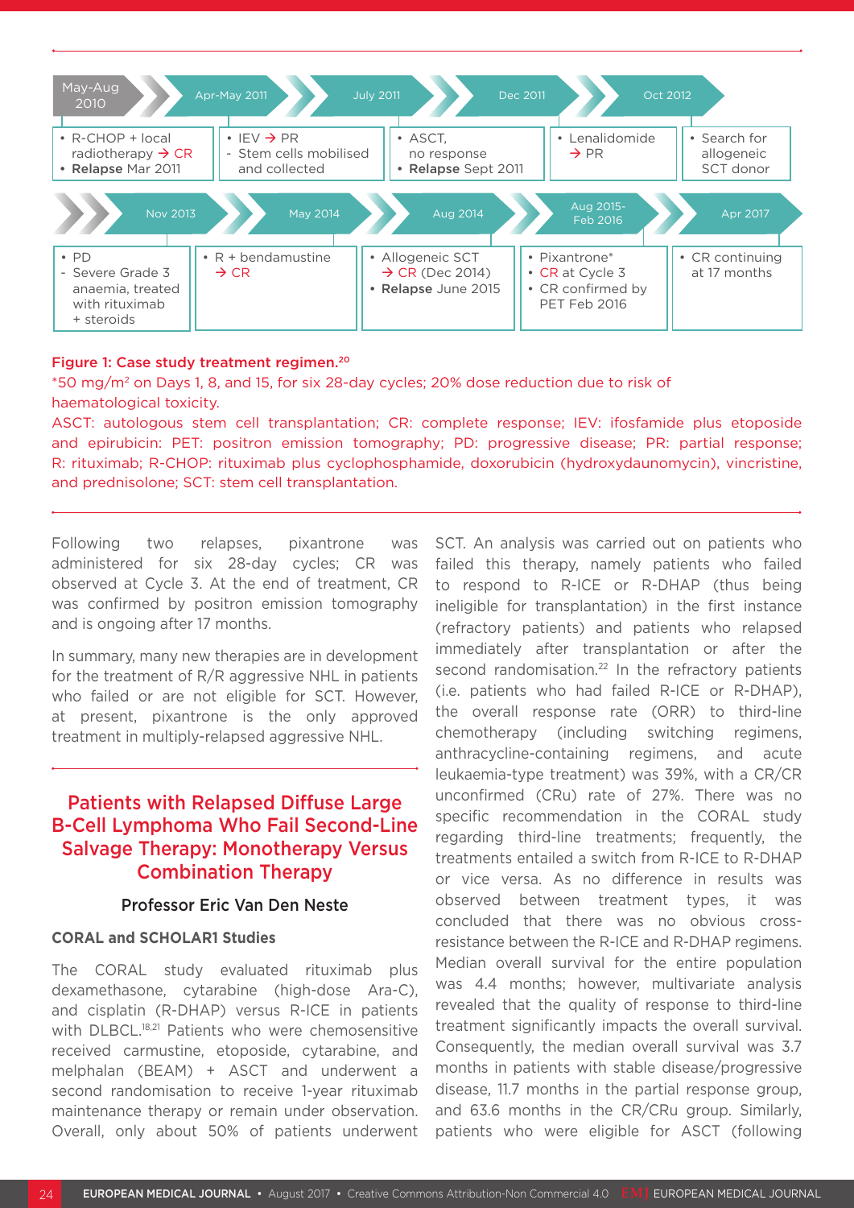| May-Aug 2010 | Apr-May 2011 | July 2011 | Dec 2011 | Oct 2012 |
|---|---|---|---|---|
| • R-CHOP + local radiotherapy → CR • **Relapse** Mar 2011 | • IEV → PR - Stem cells mobilised and collected | • ASCT, no response • **Relapse** Sept 2011 | • Lenalidomide → PR | • Search for allogeneic SCT donor |

| Nov 2013 | May 2014 | Aug 2014 | Aug 2015-Feb 2016 | Apr 2017 |
|---|---|---|---|---|
| • PD - Severe Grade 3 anaemia, treated with rituximab + steroids | • R + bendamustine → CR | • Allogeneic SCT → CR (Dec 2014) • **Relapse** June 2015 | • Pixantrone* • CR at Cycle 3 • CR confirmed by PET Feb 2016 | • CR continuing at 17 months |

**Figure 1: Case study treatment regimen.**[20]

*50 mg/m² on Days 1, 8, and 15, for six 28-day cycles; 20% dose reduction due to risk of haematological toxicity.

ASCT: autologous stem cell transplantation; CR: complete response; IEV: ifosfamide plus etoposide and epirubicin: PET: positron emission tomography; PD: progressive disease; PR: partial response; R: rituximab; R-CHOP: rituximab plus cyclophosphamide, doxorubicin (hydroxydaunomycin), vincristine, and prednisolone; SCT: stem cell transplantation.

Following two relapses, pixantrone was administered for six 28-day cycles; CR was observed at Cycle 3. At the end of treatment, CR was confirmed by positron emission tomography and is ongoing after 17 months.

In summary, many new therapies are in development for the treatment of R/R aggressive NHL in patients who failed or are not eligible for SCT. However, at present, pixantrone is the only approved treatment in multiply-relapsed aggressive NHL.

## Patients with Relapsed Diffuse Large B-Cell Lymphoma Who Fail Second-Line Salvage Therapy: Monotherapy Versus Combination Therapy

**Professor Eric Van Den Neste**

### CORAL and SCHOLAR1 Studies

The CORAL study evaluated rituximab plus dexamethasone, cytarabine (high-dose Ara-C), and cisplatin (R-DHAP) versus R-ICE in patients with DLBCL.[18,21] Patients who were chemosensitive received carmustine, etoposide, cytarabine, and melphalan (BEAM) + ASCT and underwent a second randomisation to receive 1-year rituximab maintenance therapy or remain under observation. Overall, only about 50% of patients underwent SCT. An analysis was carried out on patients who failed this therapy, namely patients who failed to respond to R-ICE or R-DHAP (thus being ineligible for transplantation) in the first instance (refractory patients) and patients who relapsed immediately after transplantation or after the second randomisation.[22] In the refractory patients (i.e. patients who had failed R-ICE or R-DHAP), the overall response rate (ORR) to third-line chemotherapy (including switching regimens, anthracycline-containing regimens, and acute leukaemia-type treatment) was 39%, with a CR/CR unconfirmed (CRu) rate of 27%. There was no specific recommendation in the CORAL study regarding third-line treatments; frequently, the treatments entailed a switch from R-ICE to R-DHAP or vice versa. As no difference in results was observed between treatment types, it was concluded that there was no obvious cross-resistance between the R-ICE and R-DHAP regimens. Median overall survival for the entire population was 4.4 months; however, multivariate analysis revealed that the quality of response to third-line treatment significantly impacts the overall survival. Consequently, the median overall survival was 3.7 months in patients with stable disease/progressive disease, 11.7 months in the partial response group, and 63.6 months in the CR/CRu group. Similarly, patients who were eligible for ASCT (following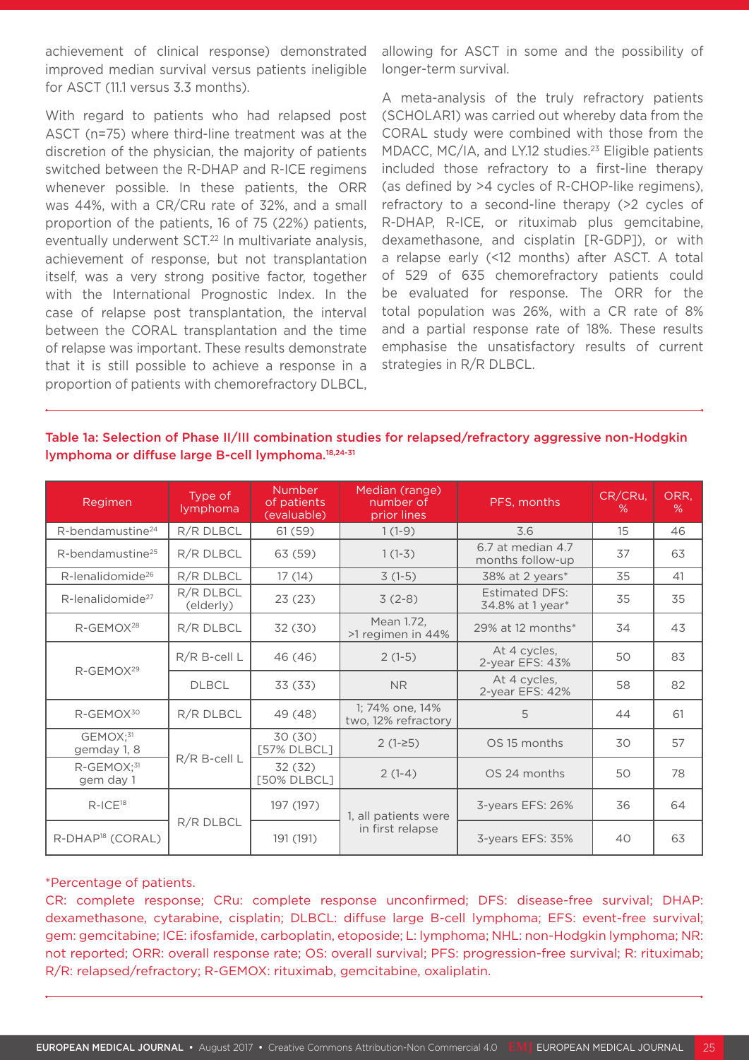achievement of clinical response) demonstrated improved median survival versus patients ineligible for ASCT (11.1 versus 3.3 months).

With regard to patients who had relapsed post ASCT (n=75) where third-line treatment was at the discretion of the physician, the majority of patients switched between the R-DHAP and R-ICE regimens whenever possible. In these patients, the ORR was 44%, with a CR/CRu rate of 32%, and a small proportion of the patients, 16 of 75 (22%) patients, eventually underwent SCT.[22] In multivariate analysis, achievement of response, but not transplantation itself, was a very strong positive factor, together with the International Prognostic Index. In the case of relapse post transplantation, the interval between the CORAL transplantation and the time of relapse was important. These results demonstrate that it is still possible to achieve a response in a proportion of patients with chemorefractory DLBCL, allowing for ASCT in some and the possibility of longer-term survival.

A meta-analysis of the truly refractory patients (SCHOLAR1) was carried out whereby data from the CORAL study were combined with those from the MDACC, MC/IA, and LY.12 studies.[23] Eligible patients included those refractory to a first-line therapy (as defined by >4 cycles of R-CHOP-like regimens), refractory to a second-line therapy (>2 cycles of R-DHAP, R-ICE, or rituximab plus gemcitabine, dexamethasone, and cisplatin [R-GDP]), or with a relapse early (<12 months) after ASCT. A total of 529 of 635 chemorefractory patients could be evaluated for response. The ORR for the total population was 26%, with a CR rate of 8% and a partial response rate of 18%. These results emphasise the unsatisfactory results of current strategies in R/R DLBCL.

**Table 1a: Selection of Phase II/III combination studies for relapsed/refractory aggressive non-Hodgkin lymphoma or diffuse large B-cell lymphoma.[18,24-31]**

| Regimen | Type of lymphoma | Number of patients (evaluable) | Median (range) number of prior lines | PFS, months | CR/CRu, % | ORR, % |
|---|---|---|---|---|---|---|
| R-bendamustine[24] | R/R DLBCL | 61 (59) | 1 (1-9) | 3.6 | 15 | 46 |
| R-bendamustine[25] | R/R DLBCL | 63 (59) | 1 (1-3) | 6.7 at median 4.7 months follow-up | 37 | 63 |
| R-lenalidomide[26] | R/R DLBCL | 17 (14) | 3 (1-5) | 38% at 2 years* | 35 | 41 |
| R-lenalidomide[27] | R/R DLBCL (elderly) | 23 (23) | 3 (2-8) | Estimated DFS: 34.8% at 1 year* | 35 | 35 |
| R-GEMOX[28] | R/R DLBCL | 32 (30) | Mean 1.72, >1 regimen in 44% | 29% at 12 months* | 34 | 43 |
| R-GEMOX[29] | R/R B-cell L | 46 (46) | 2 (1-5) | At 4 cycles, 2-year EFS: 43% | 50 | 83 |
| | DLBCL | 33 (33) | NR | At 4 cycles, 2-year EFS: 42% | 58 | 82 |
| R-GEMOX[30] | R/R DLBCL | 49 (48) | 1; 74% one, 14% two, 12% refractory | 5 | 44 | 61 |
| GEMOX;[31] gemday 1, 8 | R/R B-cell L | 30 (30) [57% DLBCL] | 2 (1-≥5) | OS 15 months | 30 | 57 |
| R-GEMOX;[31] gem day 1 | | 32 (32) [50% DLBCL] | 2 (1-4) | OS 24 months | 50 | 78 |
| R-ICE[18] | R/R DLBCL | 197 (197) | 1, all patients were in first relapse | 3-years EFS: 26% | 36 | 64 |
| R-DHAP[18] (CORAL) | | 191 (191) | | 3-years EFS: 35% | 40 | 63 |

*Percentage of patients.

CR: complete response; CRu: complete response unconfirmed; DFS: disease-free survival; DHAP: dexamethasone, cytarabine, cisplatin; DLBCL: diffuse large B-cell lymphoma; EFS: event-free survival; gem: gemcitabine; ICE: ifosfamide, carboplatin, etoposide; L: lymphoma; NHL: non-Hodgkin lymphoma; NR: not reported; ORR: overall response rate; OS: overall survival; PFS: progression-free survival; R: rituximab; R/R: relapsed/refractory; R-GEMOX: rituximab, gemcitabine, oxaliplatin.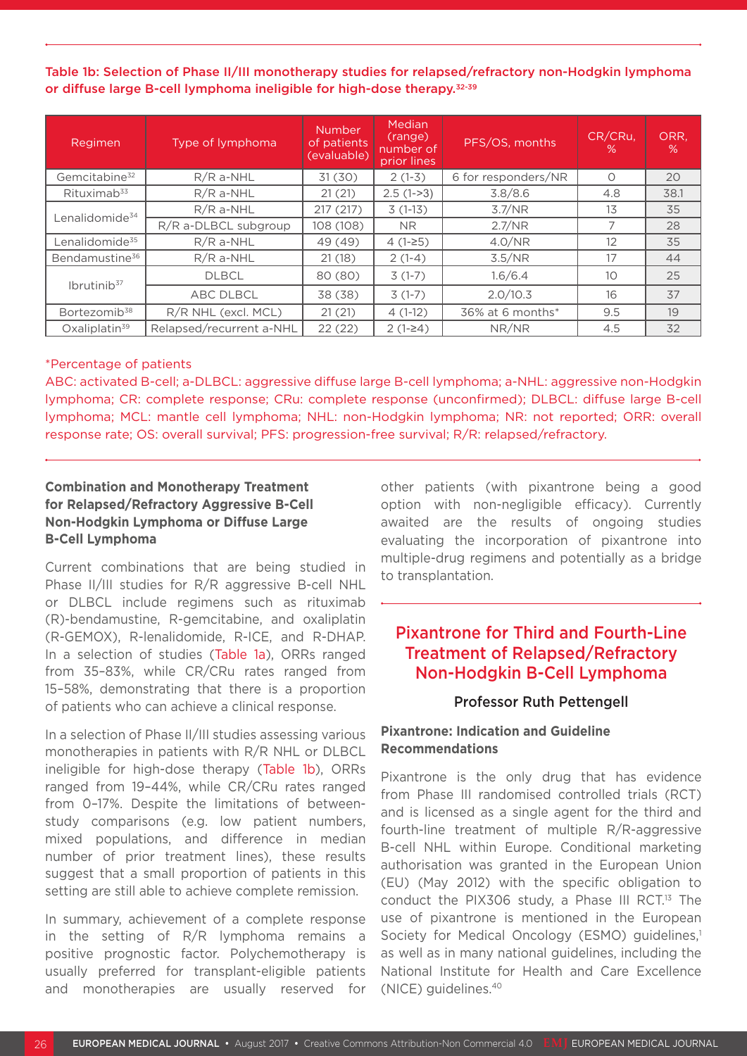**Table 1b: Selection of Phase II/III monotherapy studies for relapsed/refractory non-Hodgkin lymphoma or diffuse large B-cell lymphoma ineligible for high-dose therapy.[32-39]**

| Regimen | Type of lymphoma | Number of patients (evaluable) | Median (range) number of prior lines | PFS/OS, months | CR/CRu, % | ORR, % |
|---|---|---|---|---|---|---|
| Gemcitabine[32] | R/R a-NHL | 31 (30) | 2 (1-3) | 6 for responders/NR | 0 | 20 |
| Rituximab[33] | R/R a-NHL | 21 (21) | 2.5 (1->3) | 3.8/8.6 | 4.8 | 38.1 |
| Lenalidomide[34] | R/R a-NHL | 217 (217) | 3 (1-13) | 3.7/NR | 13 | 35 |
| | R/R a-DLBCL subgroup | 108 (108) | NR | 2.7/NR | 7 | 28 |
| Lenalidomide[35] | R/R a-NHL | 49 (49) | 4 (1-≥5) | 4.0/NR | 12 | 35 |
| Bendamustine[36] | R/R a-NHL | 21 (18) | 2 (1-4) | 3.5/NR | 17 | 44 |
| Ibrutinib[37] | DLBCL | 80 (80) | 3 (1-7) | 1.6/6.4 | 10 | 25 |
| | ABC DLBCL | 38 (38) | 3 (1-7) | 2.0/10.3 | 16 | 37 |
| Bortezomib[38] | R/R NHL (excl. MCL) | 21 (21) | 4 (1-12) | 36% at 6 months* | 9.5 | 19 |
| Oxaliplatin[39] | Relapsed/recurrent a-NHL | 22 (22) | 2 (1-≥4) | NR/NR | 4.5 | 32 |

*Percentage of patients

ABC: activated B-cell; a-DLBCL: aggressive diffuse large B-cell lymphoma; a-NHL: aggressive non-Hodgkin lymphoma; CR: complete response; CRu: complete response (unconfirmed); DLBCL: diffuse large B-cell lymphoma; MCL: mantle cell lymphoma; NHL: non-Hodgkin lymphoma; NR: not reported; ORR: overall response rate; OS: overall survival; PFS: progression-free survival; R/R: relapsed/refractory.

### Combination and Monotherapy Treatment for Relapsed/Refractory Aggressive B-Cell Non-Hodgkin Lymphoma or Diffuse Large B-Cell Lymphoma

Current combinations that are being studied in Phase II/III studies for R/R aggressive B-cell NHL or DLBCL include regimens such as rituximab (R)-bendamustine, R-gemcitabine, and oxaliplatin (R-GEMOX), R-lenalidomide, R-ICE, and R-DHAP. In a selection of studies (Table 1a), ORRs ranged from 35–83%, while CR/CRu rates ranged from 15–58%, demonstrating that there is a proportion of patients who can achieve a clinical response.

In a selection of Phase II/III studies assessing various monotherapies in patients with R/R NHL or DLBCL ineligible for high-dose therapy (Table 1b), ORRs ranged from 19–44%, while CR/CRu rates ranged from 0–17%. Despite the limitations of between-study comparisons (e.g. low patient numbers, mixed populations, and difference in median number of prior treatment lines), these results suggest that a small proportion of patients in this setting are still able to achieve complete remission.

In summary, achievement of a complete response in the setting of R/R lymphoma remains a positive prognostic factor. Polychemotherapy is usually preferred for transplant-eligible patients and monotherapies are usually reserved for other patients (with pixantrone being a good option with non-negligible efficacy). Currently awaited are the results of ongoing studies evaluating the incorporation of pixantrone into multiple-drug regimens and potentially as a bridge to transplantation.

## Pixantrone for Third and Fourth-Line Treatment of Relapsed/Refractory Non-Hodgkin B-Cell Lymphoma

**Professor Ruth Pettengell**

### Pixantrone: Indication and Guideline Recommendations

Pixantrone is the only drug that has evidence from Phase III randomised controlled trials (RCT) and is licensed as a single agent for the third and fourth-line treatment of multiple R/R-aggressive B-cell NHL within Europe. Conditional marketing authorisation was granted in the European Union (EU) (May 2012) with the specific obligation to conduct the PIX306 study, a Phase III RCT.[13] The use of pixantrone is mentioned in the European Society for Medical Oncology (ESMO) guidelines,[1] as well as in many national guidelines, including the National Institute for Health and Care Excellence (NICE) guidelines.[40]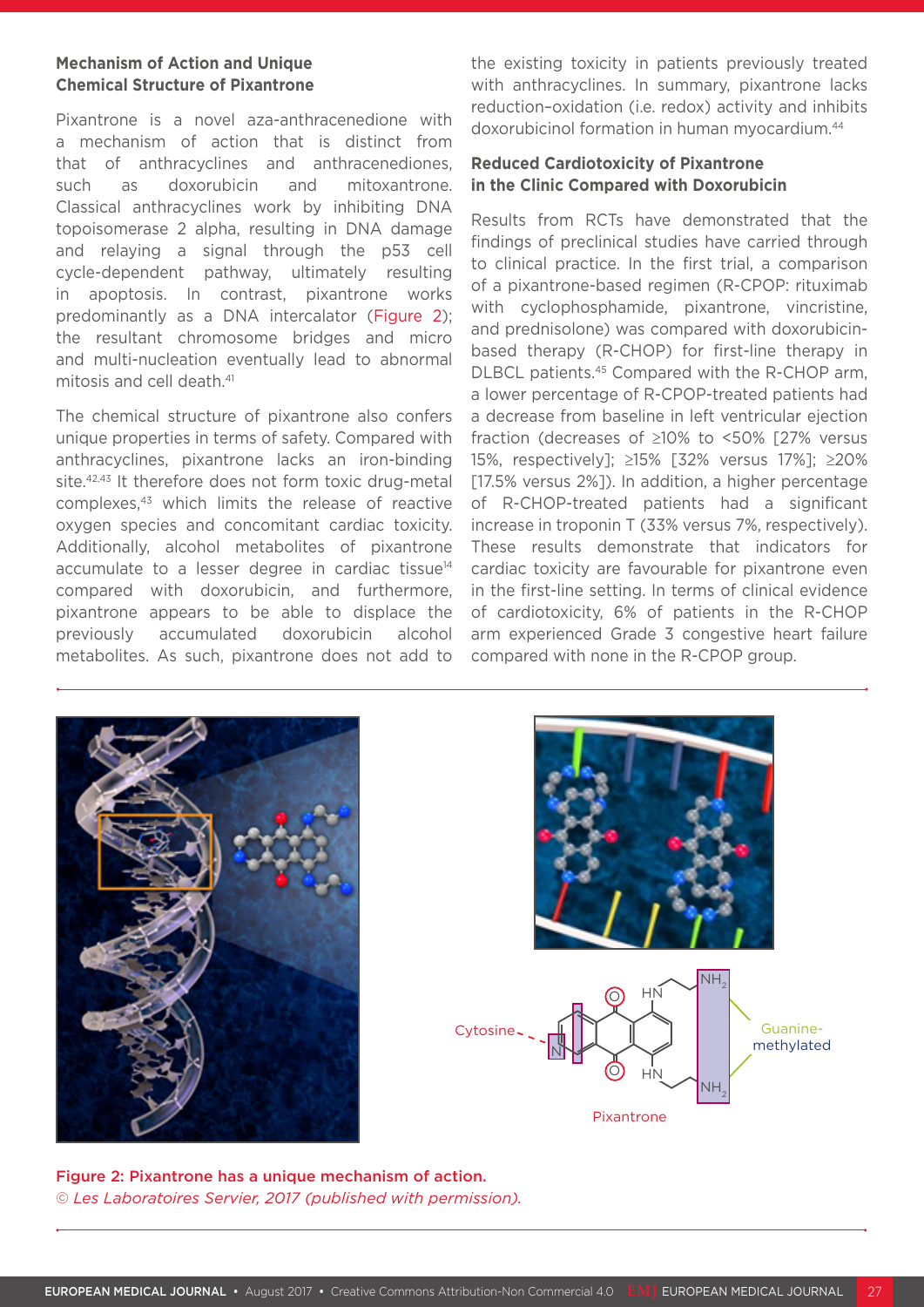### Mechanism of Action and Unique Chemical Structure of Pixantrone

Pixantrone is a novel aza-anthracenedione with a mechanism of action that is distinct from that of anthracyclines and anthracenediones, such as doxorubicin and mitoxantrone. Classical anthracyclines work by inhibiting DNA topoisomerase 2 alpha, resulting in DNA damage and relaying a signal through the p53 cell cycle-dependent pathway, ultimately resulting in apoptosis. In contrast, pixantrone works predominantly as a DNA intercalator (Figure 2); the resultant chromosome bridges and micro and multi-nucleation eventually lead to abnormal mitosis and cell death.[41]

The chemical structure of pixantrone also confers unique properties in terms of safety. Compared with anthracyclines, pixantrone lacks an iron-binding site.[42,43] It therefore does not form toxic drug-metal complexes,[43] which limits the release of reactive oxygen species and concomitant cardiac toxicity. Additionally, alcohol metabolites of pixantrone accumulate to a lesser degree in cardiac tissue[14] compared with doxorubicin, and furthermore, pixantrone appears to be able to displace the previously accumulated doxorubicin alcohol metabolites. As such, pixantrone does not add to the existing toxicity in patients previously treated with anthracyclines. In summary, pixantrone lacks reduction-oxidation (i.e. redox) activity and inhibits doxorubicinol formation in human myocardium.[44]

### Reduced Cardiotoxicity of Pixantrone in the Clinic Compared with Doxorubicin

Results from RCTs have demonstrated that the findings of preclinical studies have carried through to clinical practice. In the first trial, a comparison of a pixantrone-based regimen (R-CPOP: rituximab with cyclophosphamide, pixantrone, vincristine, and prednisolone) was compared with doxorubicin-based therapy (R-CHOP) for first-line therapy in DLBCL patients.[45] Compared with the R-CHOP arm, a lower percentage of R-CPOP-treated patients had a decrease from baseline in left ventricular ejection fraction (decreases of ≥10% to <50% [27% versus 15%, respectively]; ≥15% [32% versus 17%]; ≥20% [17.5% versus 2%]). In addition, a higher percentage of R-CHOP-treated patients had a significant increase in troponin T (33% versus 7%, respectively). These results demonstrate that indicators for cardiac toxicity are favourable for pixantrone even in the first-line setting. In terms of clinical evidence of cardiotoxicity, 6% of patients in the R-CHOP arm experienced Grade 3 congestive heart failure compared with none in the R-CPOP group.

**Figure 2: Pixantrone has a unique mechanism of action.**
*© Les Laboratoires Servier, 2017 (published with permission).*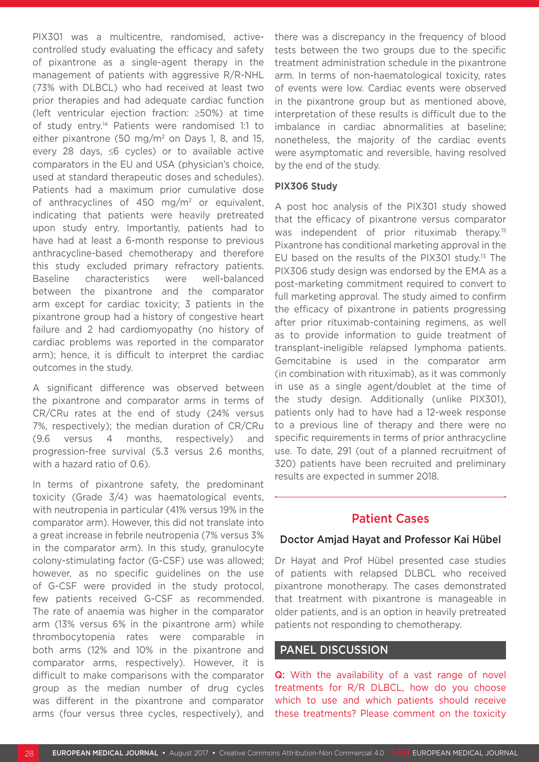PIX301 was a multicentre, randomised, active-controlled study evaluating the efficacy and safety of pixantrone as a single-agent therapy in the management of patients with aggressive R/R-NHL (73% with DLBCL) who had received at least two prior therapies and had adequate cardiac function (left ventricular ejection fraction: ≥50%) at time of study entry.[14] Patients were randomised 1:1 to either pixantrone (50 mg/m$^2$ on Days 1, 8, and 15, every 28 days, ≤6 cycles) or to available active comparators in the EU and USA (physician's choice, used at standard therapeutic doses and schedules). Patients had a maximum prior cumulative dose of anthracyclines of 450 mg/m$^2$ or equivalent, indicating that patients were heavily pretreated upon study entry. Importantly, patients had to have had at least a 6-month response to previous anthracycline-based chemotherapy and therefore this study excluded primary refractory patients. Baseline characteristics were well-balanced between the pixantrone and the comparator arm except for cardiac toxicity; 3 patients in the pixantrone group had a history of congestive heart failure and 2 had cardiomyopathy (no history of cardiac problems was reported in the comparator arm); hence, it is difficult to interpret the cardiac outcomes in the study.

A significant difference was observed between the pixantrone and comparator arms in terms of CR/CRu rates at the end of study (24% versus 7%, respectively); the median duration of CR/CRu (9.6 versus 4 months, respectively) and progression-free survival (5.3 versus 2.6 months, with a hazard ratio of 0.6).

In terms of pixantrone safety, the predominant toxicity (Grade 3/4) was haematological events, with neutropenia in particular (41% versus 19% in the comparator arm). However, this did not translate into a great increase in febrile neutropenia (7% versus 3% in the comparator arm). In this study, granulocyte colony-stimulating factor (G-CSF) use was allowed; however, as no specific guidelines on the use of G-CSF were provided in the study protocol, few patients received G-CSF as recommended. The rate of anaemia was higher in the comparator arm (13% versus 6% in the pixantrone arm) while thrombocytopenia rates were comparable in both arms (12% and 10% in the pixantrone and comparator arms, respectively). However, it is difficult to make comparisons with the comparator group as the median number of drug cycles was different in the pixantrone and comparator arms (four versus three cycles, respectively), and there was a discrepancy in the frequency of blood tests between the two groups due to the specific treatment administration schedule in the pixantrone arm. In terms of non-haematological toxicity, rates of events were low. Cardiac events were observed in the pixantrone group but as mentioned above, interpretation of these results is difficult due to the imbalance in cardiac abnormalities at baseline; nonetheless, the majority of the cardiac events were asymptomatic and reversible, having resolved by the end of the study.

### PIX306 Study

A post hoc analysis of the PIX301 study showed that the efficacy of pixantrone versus comparator was independent of prior rituximab therapy.[15] Pixantrone has conditional marketing approval in the EU based on the results of the PIX301 study.[13] The PIX306 study design was endorsed by the EMA as a post-marketing commitment required to convert to full marketing approval. The study aimed to confirm the efficacy of pixantrone in patients progressing after prior rituximab-containing regimens, as well as to provide information to guide treatment of transplant-ineligible relapsed lymphoma patients. Gemcitabine is used in the comparator arm (in combination with rituximab), as it was commonly in use as a single agent/doublet at the time of the study design. Additionally (unlike PIX301), patients only had to have had a 12-week response to a previous line of therapy and there were no specific requirements in terms of prior anthracycline use. To date, 291 (out of a planned recruitment of 320) patients have been recruited and preliminary results are expected in summer 2018.

## Patient Cases

### Doctor Amjad Hayat and Professor Kai Hübel

Dr Hayat and Prof Hübel presented case studies of patients with relapsed DLBCL who received pixantrone monotherapy. The cases demonstrated that treatment with pixantrone is manageable in older patients, and is an option in heavily pretreated patients not responding to chemotherapy.

## PANEL DISCUSSION

**Q:** With the availability of a vast range of novel treatments for R/R DLBCL, how do you choose which to use and which patients should receive these treatments? Please comment on the toxicity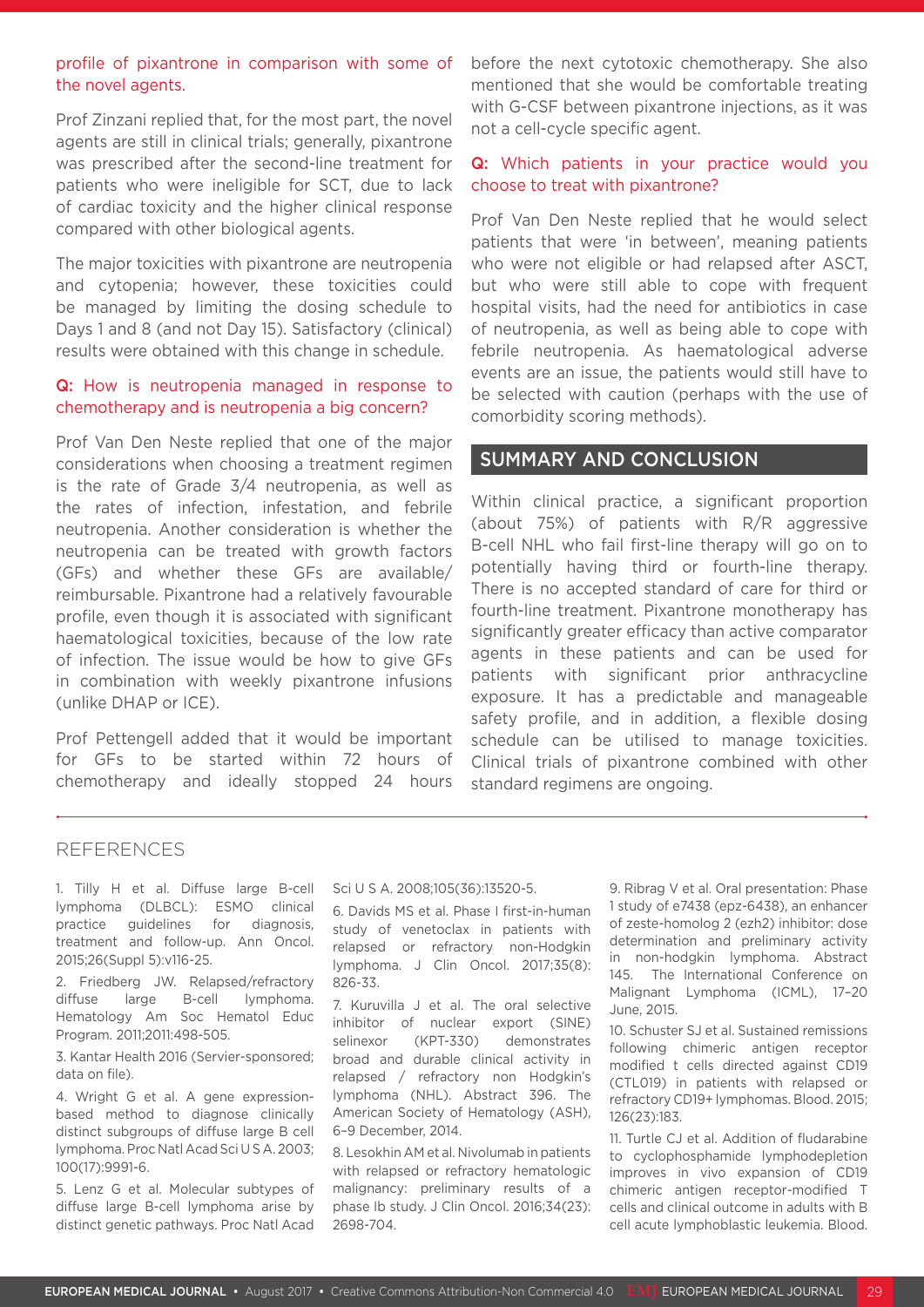profile of pixantrone in comparison with some of the novel agents.

Prof Zinzani replied that, for the most part, the novel agents are still in clinical trials; generally, pixantrone was prescribed after the second-line treatment for patients who were ineligible for SCT, due to lack of cardiac toxicity and the higher clinical response compared with other biological agents.

The major toxicities with pixantrone are neutropenia and cytopenia; however, these toxicities could be managed by limiting the dosing schedule to Days 1 and 8 (and not Day 15). Satisfactory (clinical) results were obtained with this change in schedule.

Q: How is neutropenia managed in response to chemotherapy and is neutropenia a big concern?

Prof Van Den Neste replied that one of the major considerations when choosing a treatment regimen is the rate of Grade 3/4 neutropenia, as well as the rates of infection, infestation, and febrile neutropenia. Another consideration is whether the neutropenia can be treated with growth factors (GFs) and whether these GFs are available/reimbursable. Pixantrone had a relatively favourable profile, even though it is associated with significant haematological toxicities, because of the low rate of infection. The issue would be how to give GFs in combination with weekly pixantrone infusions (unlike DHAP or ICE).

Prof Pettengell added that it would be important for GFs to be started within 72 hours of chemotherapy and ideally stopped 24 hours before the next cytotoxic chemotherapy. She also mentioned that she would be comfortable treating with G-CSF between pixantrone injections, as it was not a cell-cycle specific agent.

Q: Which patients in your practice would you choose to treat with pixantrone?

Prof Van Den Neste replied that he would select patients that were 'in between', meaning patients who were not eligible or had relapsed after ASCT, but who were still able to cope with frequent hospital visits, had the need for antibiotics in case of neutropenia, as well as being able to cope with febrile neutropenia. As haematological adverse events are an issue, the patients would still have to be selected with caution (perhaps with the use of comorbidity scoring methods).

## SUMMARY AND CONCLUSION

Within clinical practice, a significant proportion (about 75%) of patients with R/R aggressive B-cell NHL who fail first-line therapy will go on to potentially having third or fourth-line therapy. There is no accepted standard of care for third or fourth-line treatment. Pixantrone monotherapy has significantly greater efficacy than active comparator agents in these patients and can be used for patients with significant prior anthracycline exposure. It has a predictable and manageable safety profile, and in addition, a flexible dosing schedule can be utilised to manage toxicities. Clinical trials of pixantrone combined with other standard regimens are ongoing.

## REFERENCES

1. Tilly H et al. Diffuse large B-cell lymphoma (DLBCL): ESMO clinical practice guidelines for diagnosis, treatment and follow-up. Ann Oncol. 2015;26(Suppl 5):v116-25.

2. Friedberg JW. Relapsed/refractory diffuse large B-cell lymphoma. Hematology Am Soc Hematol Educ Program. 2011;2011:498-505.

3. Kantar Health 2016 (Servier-sponsored; data on file).

4. Wright G et al. A gene expression-based method to diagnose clinically distinct subgroups of diffuse large B cell lymphoma. Proc Natl Acad Sci U S A. 2003; 100(17):9991-6.

5. Lenz G et al. Molecular subtypes of diffuse large B-cell lymphoma arise by distinct genetic pathways. Proc Natl Acad Sci U S A. 2008;105(36):13520-5.

6. Davids MS et al. Phase I first-in-human study of venetoclax in patients with relapsed or refractory non-Hodgkin lymphoma. J Clin Oncol. 2017;35(8): 826-33.

7. Kuruvilla J et al. The oral selective inhibitor of nuclear export (SINE) selinexor (KPT-330) demonstrates broad and durable clinical activity in relapsed / refractory non Hodgkin's lymphoma (NHL). Abstract 396. The American Society of Hematology (ASH), 6–9 December, 2014.

8. Lesokhin AM et al. Nivolumab in patients with relapsed or refractory hematologic malignancy: preliminary results of a phase Ib study. J Clin Oncol. 2016;34(23): 2698-704.

9. Ribrag V et al. Oral presentation: Phase 1 study of e7438 (epz-6438), an enhancer of zeste-homolog 2 (ezh2) inhibitor: dose determination and preliminary activity in non-hodgkin lymphoma. Abstract 145. The International Conference on Malignant Lymphoma (ICML), 17–20 June, 2015.

10. Schuster SJ et al. Sustained remissions following chimeric antigen receptor modified t cells directed against CD19 (CTL019) in patients with relapsed or refractory CD19+ lymphomas. Blood. 2015; 126(23):183.

11. Turtle CJ et al. Addition of fludarabine to cyclophosphamide lymphodepletion improves in vivo expansion of CD19 chimeric antigen receptor-modified T cells and clinical outcome in adults with B cell acute lymphoblastic leukemia. Blood.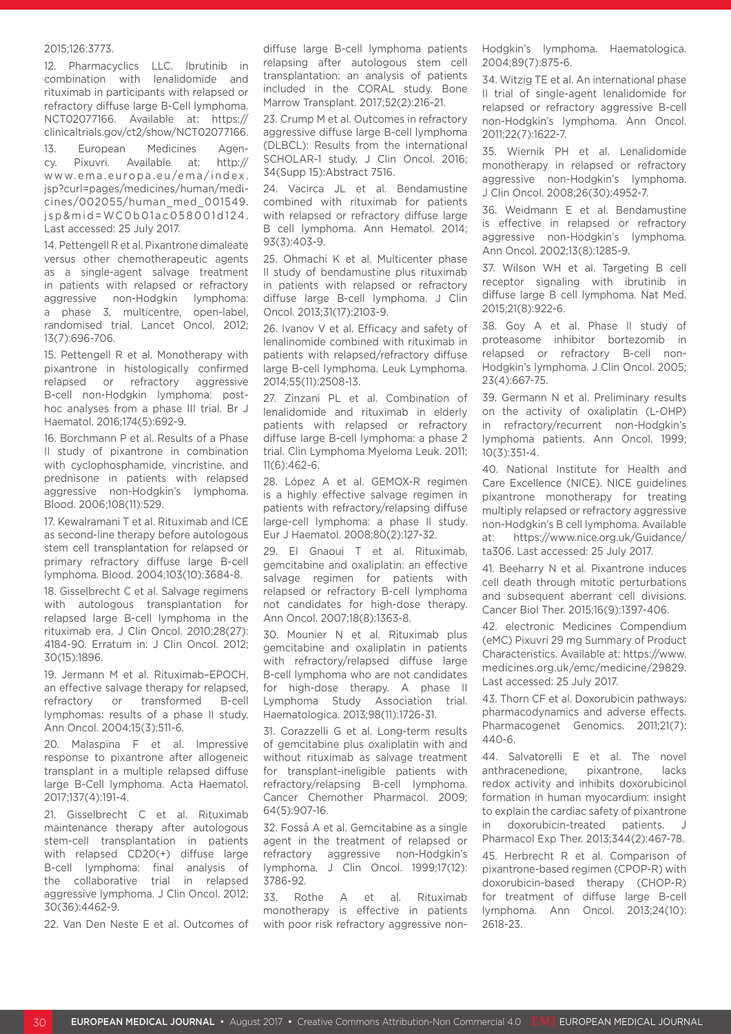2015;126:3773.

12. Pharmacyclics LLC. Ibrutinib in combination with lenalidomide and rituximab in participants with relapsed or refractory diffuse large B-Cell lymphoma. NCT02077166. Available at: https://clinicaltrials.gov/ct2/show/NCT02077166.

13. European Medicines Agency. Pixuvri. Available at: http://www.ema.europa.eu/ema/index.jsp?curl=pages/medicines/human/medicines/002055/human_med_001549.jsp&mid=WC0b01ac058001d124. Last accessed: 25 July 2017.

14. Pettengell R et al. Pixantrone dimaleate versus other chemotherapeutic agents as a single-agent salvage treatment in patients with relapsed or refractory aggressive non-Hodgkin lymphoma: a phase 3, multicentre, open-label, randomised trial. Lancet Oncol. 2012; 13(7):696-706.

15. Pettengell R et al. Monotherapy with pixantrone in histologically confirmed relapsed or refractory aggressive B-cell non-Hodgkin lymphoma: post-hoc analyses from a phase III trial. Br J Haematol. 2016;174(5):692-9.

16. Borchmann P et al. Results of a Phase II study of pixantrone in combination with cyclophosphamide, vincristine, and prednisone in patients with relapsed aggressive non-Hodgkin's lymphoma. Blood. 2006;108(11):529.

17. Kewalramani T et al. Rituximab and ICE as second-line therapy before autologous stem cell transplantation for relapsed or primary refractory diffuse large B-cell lymphoma. Blood. 2004;103(10):3684-8.

18. Gisselbrecht C et al. Salvage regimens with autologous transplantation for relapsed large B-cell lymphoma in the rituximab era. J Clin Oncol. 2010;28(27): 4184-90. Erratum in: J Clin Oncol. 2012; 30(15):1896.

19. Jermann M et al. Rituximab–EPOCH, an effective salvage therapy for relapsed, refractory or transformed B-cell lymphomas: results of a phase II study. Ann Oncol. 2004;15(3):511-6.

20. Malaspina F et al. Impressive response to pixantrone after allogeneic transplant in a multiple relapsed diffuse large B-Cell lymphoma. Acta Haematol. 2017;137(4):191-4.

21. Gisselbrecht C et al. Rituximab maintenance therapy after autologous stem-cell transplantation in patients with relapsed CD20(+) diffuse large B-cell lymphoma: final analysis of the collaborative trial in relapsed aggressive lymphoma. J Clin Oncol. 2012; 30(36):4462-9.

22. Van Den Neste E et al. Outcomes of diffuse large B-cell lymphoma patients relapsing after autologous stem cell transplantation: an analysis of patients included in the CORAL study. Bone Marrow Transplant. 2017;52(2):216-21.

23. Crump M et al. Outcomes in refractory aggressive diffuse large B-cell lymphoma (DLBCL): Results from the international SCHOLAR-1 study. J Clin Oncol. 2016; 34(Supp 15):Abstract 7516.

24. Vacirca JL et al. Bendamustine combined with rituximab for patients with relapsed or refractory diffuse large B cell lymphoma. Ann Hematol. 2014; 93(3):403-9.

25. Ohmachi K et al. Multicenter phase II study of bendamustine plus rituximab in patients with relapsed or refractory diffuse large B-cell lymphoma. J Clin Oncol. 2013;31(17):2103-9.

26. Ivanov V et al. Efficacy and safety of lenalinomide combined with rituximab in patients with relapsed/refractory diffuse large B-cell lymphoma. Leuk Lymphoma. 2014;55(11):2508-13.

27. Zinzani PL et al. Combination of lenalidomide and rituximab in elderly patients with relapsed or refractory diffuse large B-cell lymphoma: a phase 2 trial. Clin Lymphoma Myeloma Leuk. 2011; 11(6):462-6.

28. López A et al. GEMOX-R regimen is a highly effective salvage regimen in patients with refractory/relapsing diffuse large-cell lymphoma: a phase II study. Eur J Haematol. 2008;80(2):127-32.

29. El Gnaoui T et al. Rituximab, gemcitabine and oxaliplatin: an effective salvage regimen for patients with relapsed or refractory B-cell lymphoma not candidates for high-dose therapy. Ann Oncol. 2007;18(8):1363-8.

30. Mounier N et al. Rituximab plus gemcitabine and oxaliplatin in patients with refractory/relapsed diffuse large B-cell lymphoma who are not candidates for high-dose therapy. A phase II Lymphoma Study Association trial. Haematologica. 2013;98(11):1726-31.

31. Corazzelli G et al. Long-term results of gemcitabine plus oxaliplatin with and without rituximab as salvage treatment for transplant-ineligible patients with refractory/relapsing B-cell lymphoma. Cancer Chemother Pharmacol. 2009; 64(5):907-16.

32. Fosså A et al. Gemcitabine as a single agent in the treatment of relapsed or refractory aggressive non-Hodgkin's lymphoma. J Clin Oncol. 1999;17(12): 3786-92.

33. Rothe A et al. Rituximab monotherapy is effective in patients with poor risk refractory aggressive non-Hodgkin's lymphoma. Haematologica. 2004;89(7):875-6.

34. Witzig TE et al. An international phase II trial of single-agent lenalidomide for relapsed or refractory aggressive B-cell non-Hodgkin's lymphoma. Ann Oncol. 2011;22(7):1622-7.

35. Wiernik PH et al. Lenalidomide monotherapy in relapsed or refractory aggressive non-Hodgkin's lymphoma. J Clin Oncol. 2008;26(30):4952-7.

36. Weidmann E et al. Bendamustine is effective in relapsed or refractory aggressive non-Hodgkin's lymphoma. Ann Oncol. 2002;13(8):1285-9.

37. Wilson WH et al. Targeting B cell receptor signaling with ibrutinib in diffuse large B cell lymphoma. Nat Med. 2015;21(8):922-6.

38. Goy A et al. Phase II study of proteasome inhibitor bortezomib in relapsed or refractory B-cell non-Hodgkin's lymphoma. J Clin Oncol. 2005; 23(4):667-75.

39. Germann N et al. Preliminary results on the activity of oxaliplatin (L-OHP) in refractory/recurrent non-Hodgkin's lymphoma patients. Ann Oncol. 1999; 10(3):351-4.

40. National Institute for Health and Care Excellence (NICE). NICE guidelines pixantrone monotherapy for treating multiply relapsed or refractory aggressive non-Hodgkin's B cell lymphoma. Available at: https://www.nice.org.uk/Guidance/ta306. Last accessed: 25 July 2017.

41. Beeharry N et al. Pixantrone induces cell death through mitotic perturbations and subsequent aberrant cell divisions. Cancer Biol Ther. 2015;16(9):1397-406.

42. electronic Medicines Compendium (eMC) Pixuvri 29 mg Summary of Product Characteristics. Available at: https://www.medicines.org.uk/emc/medicine/29829. Last accessed: 25 July 2017.

43. Thorn CF et al. Doxorubicin pathways: pharmacodynamics and adverse effects. Pharmacogenet Genomics. 2011;21(7): 440-6.

44. Salvatorelli E et al. The novel anthracenedione, pixantrone, lacks redox activity and inhibits doxorubicinol formation in human myocardium: insight to explain the cardiac safety of pixantrone in doxorubicin-treated patients. J Pharmacol Exp Ther. 2013;344(2):467-78.

45. Herbrecht R et al. Comparison of pixantrone-based regimen (CPOP-R) with doxorubicin-based therapy (CHOP-R) for treatment of diffuse large B-cell lymphoma. Ann Oncol. 2013;24(10): 2618-23.